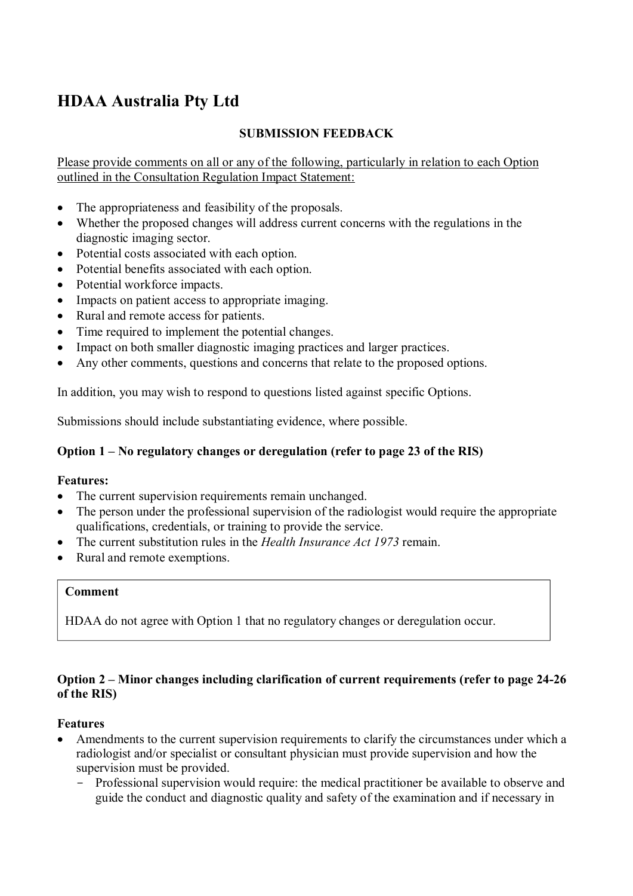# HDAA Australia Pty Ltd

**SUBMISSION FEEDBACK**

<u>Please provide comments on all or any of the following, particularly in relation to each Option outlined in the Consultation Regulation Impact Statement:</u>

- The appropriateness and feasibility of the proposals.
- Whether the proposed changes will address current concerns with the regulations in the diagnostic imaging sector.
- Potential costs associated with each option.
- Potential benefits associated with each option.
- Potential workforce impacts.
- Impacts on patient access to appropriate imaging.
- Rural and remote access for patients.
- Time required to implement the potential changes.
- Impact on both smaller diagnostic imaging practices and larger practices.
- Any other comments, questions and concerns that relate to the proposed options.

In addition, you may wish to respond to questions listed against specific Options.

Submissions should include substantiating evidence, where possible.

**Option 1 – No regulatory changes or deregulation (refer to page 23 of the RIS)**

**Features:**

- The current supervision requirements remain unchanged.
- The person under the professional supervision of the radiologist would require the appropriate qualifications, credentials, or training to provide the service.
- The current substitution rules in the *Health Insurance Act 1973* remain.
- Rural and remote exemptions.

| **Comment** |
| --- |
| HDAA do not agree with Option 1 that no regulatory changes or deregulation occur. |

**Option 2 – Minor changes including clarification of current requirements (refer to page 24-26 of the RIS)**

**Features**

- Amendments to the current supervision requirements to clarify the circumstances under which a radiologist and/or specialist or consultant physician must provide supervision and how the supervision must be provided.
  - Professional supervision would require: the medical practitioner be available to observe and guide the conduct and diagnostic quality and safety of the examination and if necessary in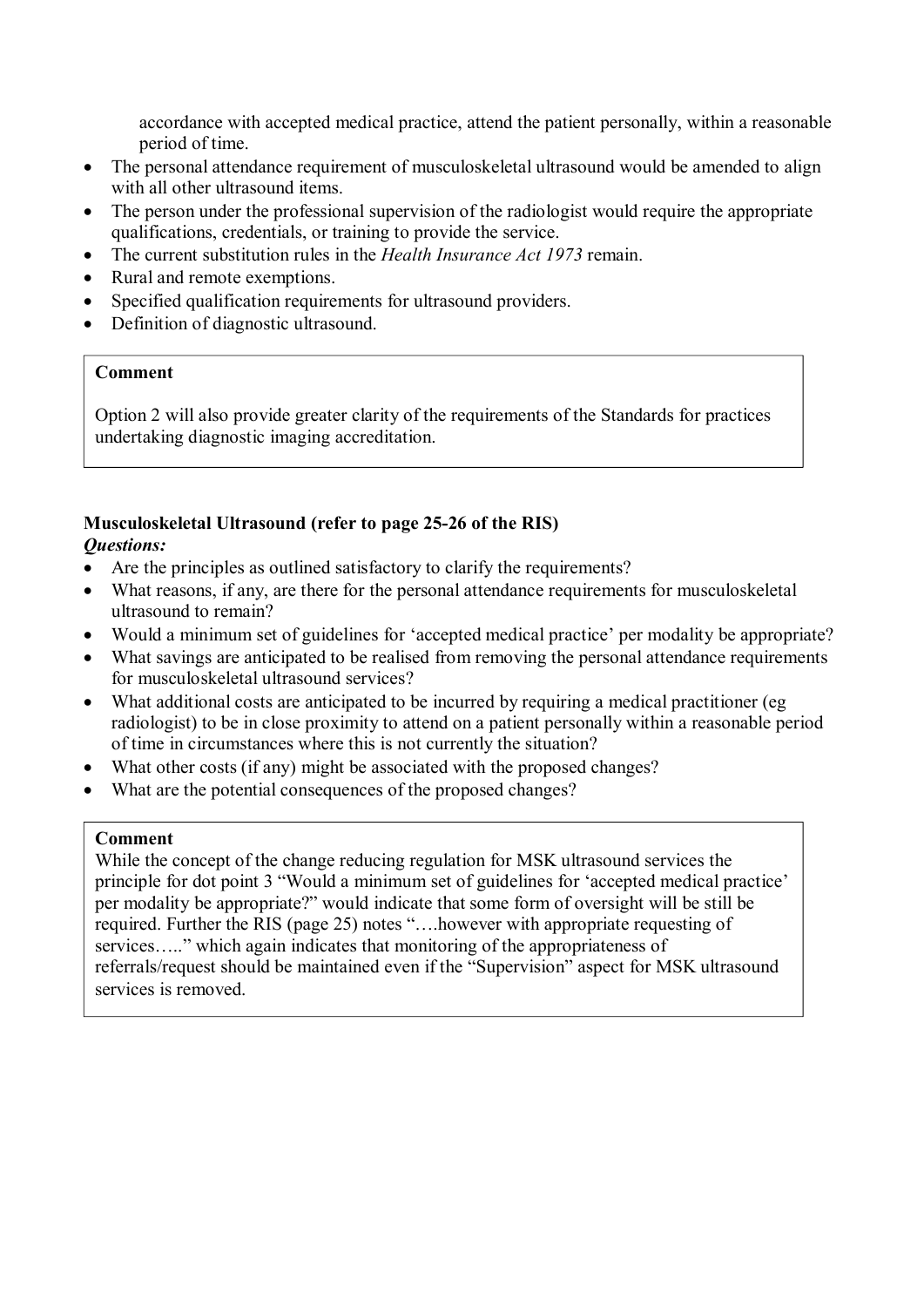accordance with accepted medical practice, attend the patient personally, within a reasonable period of time.

- The personal attendance requirement of musculoskeletal ultrasound would be amended to align with all other ultrasound items.
- The person under the professional supervision of the radiologist would require the appropriate qualifications, credentials, or training to provide the service.
- The current substitution rules in the *Health Insurance Act 1973* remain.
- Rural and remote exemptions.
- Specified qualification requirements for ultrasound providers.
- Definition of diagnostic ultrasound.

> **Comment**
>
> Option 2 will also provide greater clarity of the requirements of the Standards for practices undertaking diagnostic imaging accreditation.

**Musculoskeletal Ultrasound (refer to page 25-26 of the RIS)**

***Questions:***

- Are the principles as outlined satisfactory to clarify the requirements?
- What reasons, if any, are there for the personal attendance requirements for musculoskeletal ultrasound to remain?
- Would a minimum set of guidelines for 'accepted medical practice' per modality be appropriate?
- What savings are anticipated to be realised from removing the personal attendance requirements for musculoskeletal ultrasound services?
- What additional costs are anticipated to be incurred by requiring a medical practitioner (eg radiologist) to be in close proximity to attend on a patient personally within a reasonable period of time in circumstances where this is not currently the situation?
- What other costs (if any) might be associated with the proposed changes?
- What are the potential consequences of the proposed changes?

> **Comment**
>
> While the concept of the change reducing regulation for MSK ultrasound services the principle for dot point 3 "Would a minimum set of guidelines for 'accepted medical practice' per modality be appropriate?" would indicate that some form of oversight will be still be required. Further the RIS (page 25) notes "….however with appropriate requesting of services….." which again indicates that monitoring of the appropriateness of referrals/request should be maintained even if the "Supervision" aspect for MSK ultrasound services is removed.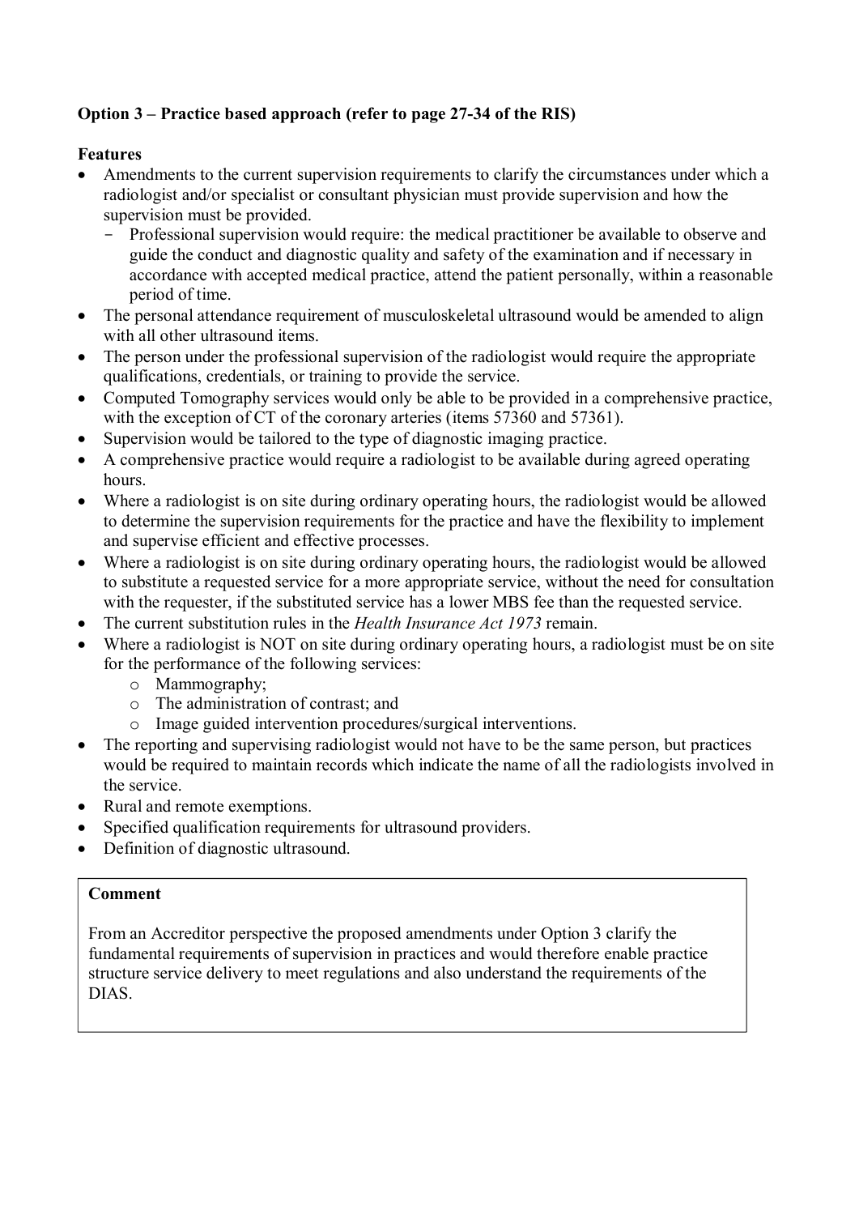**Option 3 – Practice based approach (refer to page 27-34 of the RIS)**

**Features**

- Amendments to the current supervision requirements to clarify the circumstances under which a radiologist and/or specialist or consultant physician must provide supervision and how the supervision must be provided.
  - Professional supervision would require: the medical practitioner be available to observe and guide the conduct and diagnostic quality and safety of the examination and if necessary in accordance with accepted medical practice, attend the patient personally, within a reasonable period of time.
- The personal attendance requirement of musculoskeletal ultrasound would be amended to align with all other ultrasound items.
- The person under the professional supervision of the radiologist would require the appropriate qualifications, credentials, or training to provide the service.
- Computed Tomography services would only be able to be provided in a comprehensive practice, with the exception of CT of the coronary arteries (items 57360 and 57361).
- Supervision would be tailored to the type of diagnostic imaging practice.
- A comprehensive practice would require a radiologist to be available during agreed operating hours.
- Where a radiologist is on site during ordinary operating hours, the radiologist would be allowed to determine the supervision requirements for the practice and have the flexibility to implement and supervise efficient and effective processes.
- Where a radiologist is on site during ordinary operating hours, the radiologist would be allowed to substitute a requested service for a more appropriate service, without the need for consultation with the requester, if the substituted service has a lower MBS fee than the requested service.
- The current substitution rules in the *Health Insurance Act 1973* remain.
- Where a radiologist is NOT on site during ordinary operating hours, a radiologist must be on site for the performance of the following services:
  - Mammography;
  - The administration of contrast; and
  - Image guided intervention procedures/surgical interventions.
- The reporting and supervising radiologist would not have to be the same person, but practices would be required to maintain records which indicate the name of all the radiologists involved in the service.
- Rural and remote exemptions.
- Specified qualification requirements for ultrasound providers.
- Definition of diagnostic ultrasound.

**Comment**

From an Accreditor perspective the proposed amendments under Option 3 clarify the fundamental requirements of supervision in practices and would therefore enable practice structure service delivery to meet regulations and also understand the requirements of the DIAS.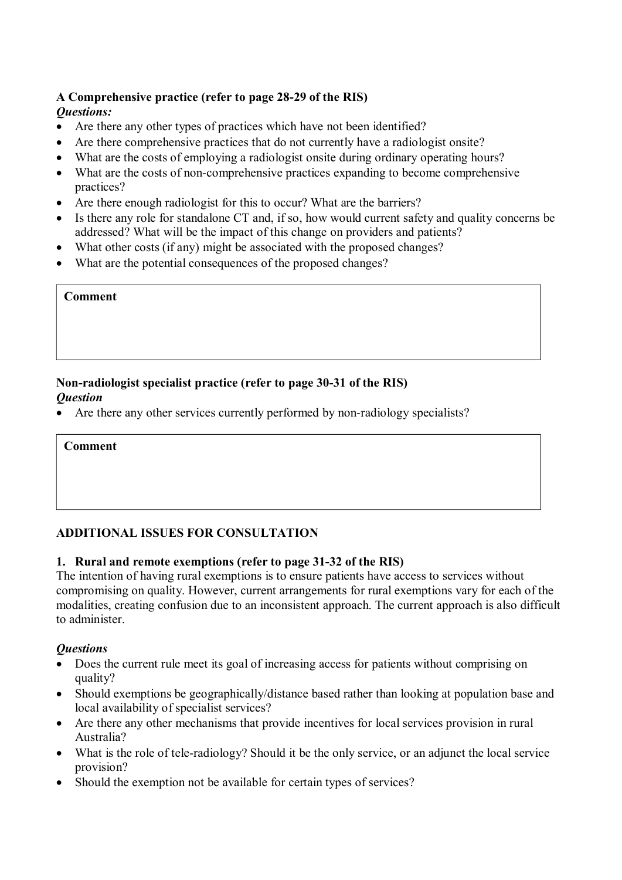**A Comprehensive practice (refer to page 28-29 of the RIS)**

***Questions:***

- Are there any other types of practices which have not been identified?
- Are there comprehensive practices that do not currently have a radiologist onsite?
- What are the costs of employing a radiologist onsite during ordinary operating hours?
- What are the costs of non-comprehensive practices expanding to become comprehensive practices?
- Are there enough radiologist for this to occur? What are the barriers?
- Is there any role for standalone CT and, if so, how would current safety and quality concerns be addressed? What will be the impact of this change on providers and patients?
- What other costs (if any) might be associated with the proposed changes?
- What are the potential consequences of the proposed changes?

| **Comment** |
| --- |
| |

**Non-radiologist specialist practice (refer to page 30-31 of the RIS)**

***Question***

- Are there any other services currently performed by non-radiology specialists?

| **Comment** |
| --- |
| |

**ADDITIONAL ISSUES FOR CONSULTATION**

**1. Rural and remote exemptions (refer to page 31-32 of the RIS)**

The intention of having rural exemptions is to ensure patients have access to services without compromising on quality. However, current arrangements for rural exemptions vary for each of the modalities, creating confusion due to an inconsistent approach. The current approach is also difficult to administer.

***Questions***

- Does the current rule meet its goal of increasing access for patients without comprising on quality?
- Should exemptions be geographically/distance based rather than looking at population base and local availability of specialist services?
- Are there any other mechanisms that provide incentives for local services provision in rural Australia?
- What is the role of tele-radiology? Should it be the only service, or an adjunct the local service provision?
- Should the exemption not be available for certain types of services?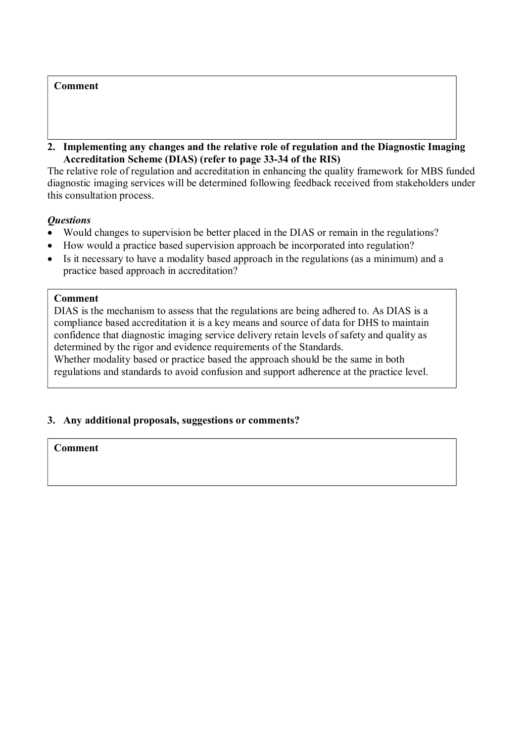**Comment**

**2. Implementing any changes and the relative role of regulation and the Diagnostic Imaging Accreditation Scheme (DIAS) (refer to page 33-34 of the RIS)**

The relative role of regulation and accreditation in enhancing the quality framework for MBS funded diagnostic imaging services will be determined following feedback received from stakeholders under this consultation process.

***Questions***

- Would changes to supervision be better placed in the DIAS or remain in the regulations?
- How would a practice based supervision approach be incorporated into regulation?
- Is it necessary to have a modality based approach in the regulations (as a minimum) and a practice based approach in accreditation?

**Comment**

DIAS is the mechanism to assess that the regulations are being adhered to. As DIAS is a compliance based accreditation it is a key means and source of data for DHS to maintain confidence that diagnostic imaging service delivery retain levels of safety and quality as determined by the rigor and evidence requirements of the Standards.

Whether modality based or practice based the approach should be the same in both regulations and standards to avoid confusion and support adherence at the practice level.

**3. Any additional proposals, suggestions or comments?**

**Comment**